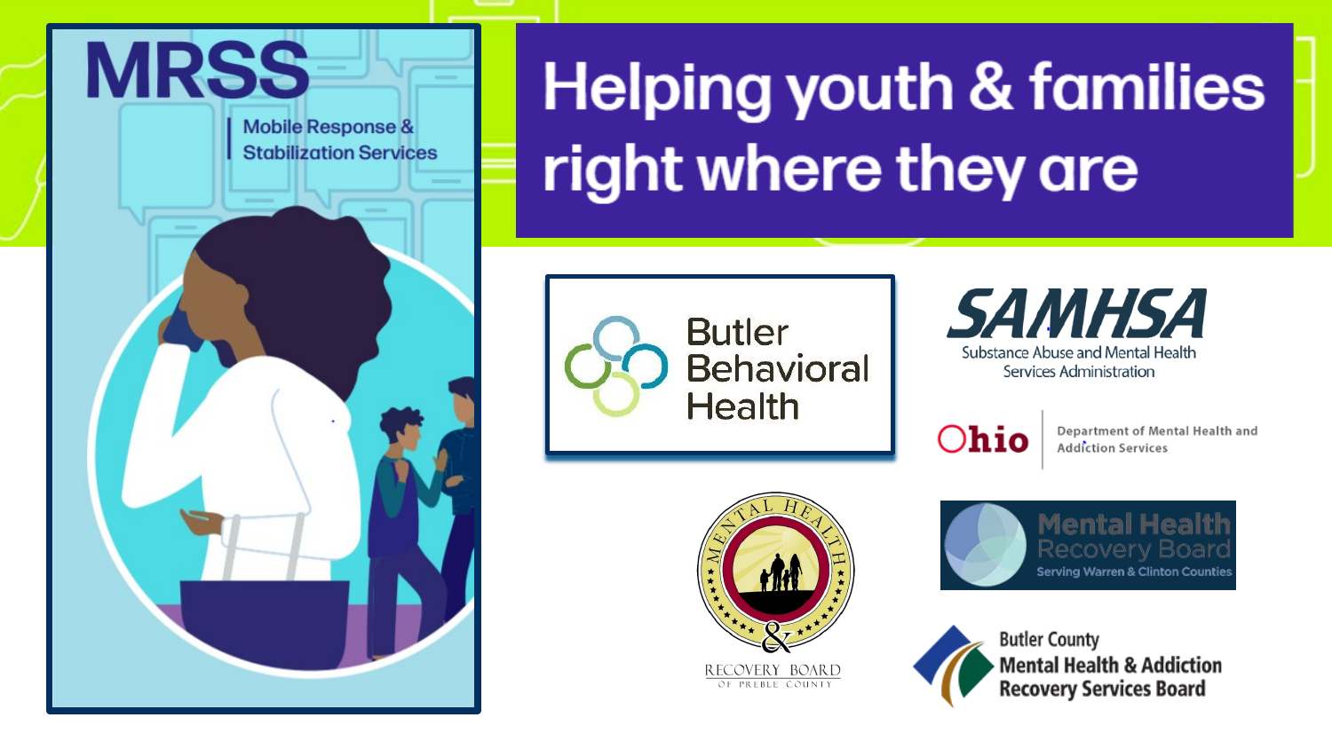# MRSS

Mobile Response & Stabilization Services

# Helping youth & families right where they are

Butler Behavioral Health

SAMHSA
Substance Abuse and Mental Health Services Administration

Ohio | Department of Mental Health and Addiction Services

Mental Health & Recovery Board of Preble County

Mental Health Recovery Board
Serving Warren & Clinton Counties

Butler County
Mental Health & Addiction
Recovery Services Board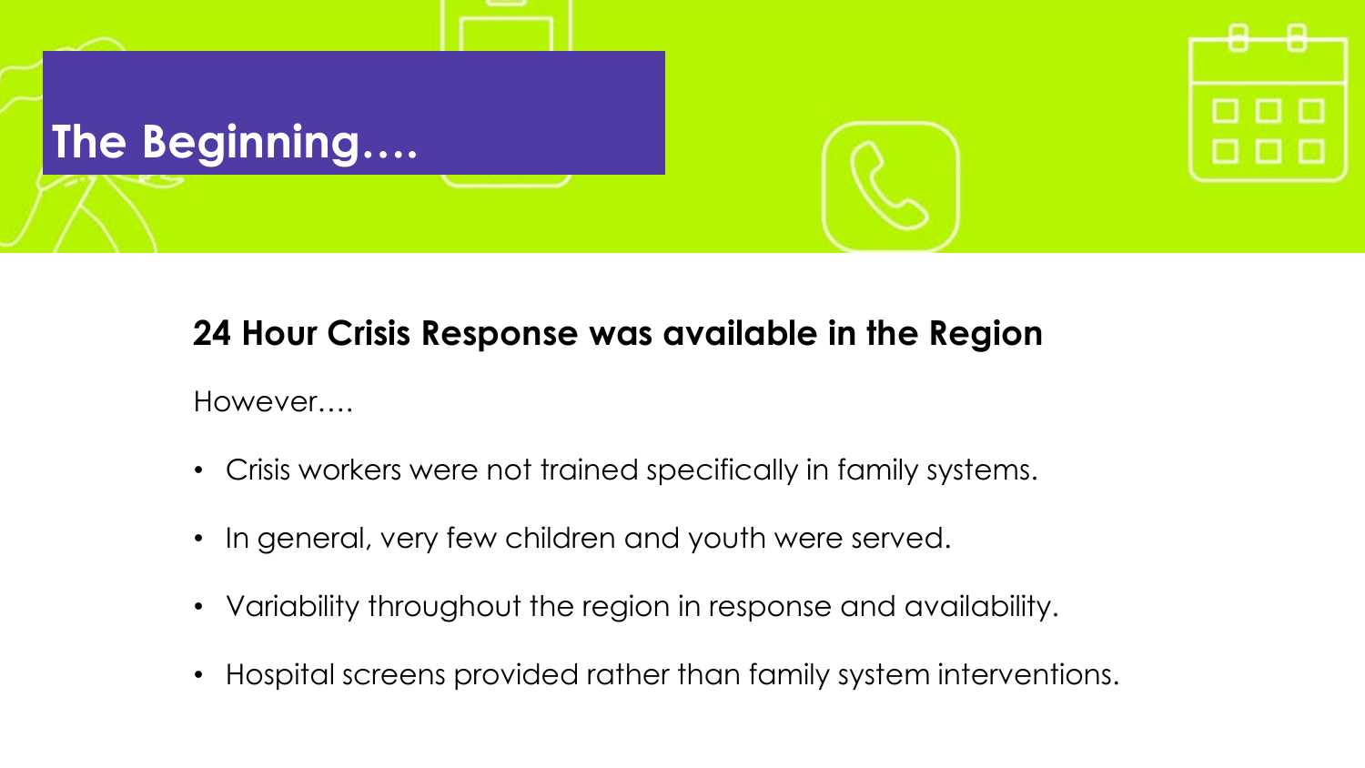# The Beginning….

**24 Hour Crisis Response was available in the Region**

However….

- Crisis workers were not trained specifically in family systems.
- In general, very few children and youth were served.
- Variability throughout the region in response and availability.
- Hospital screens provided rather than family system interventions.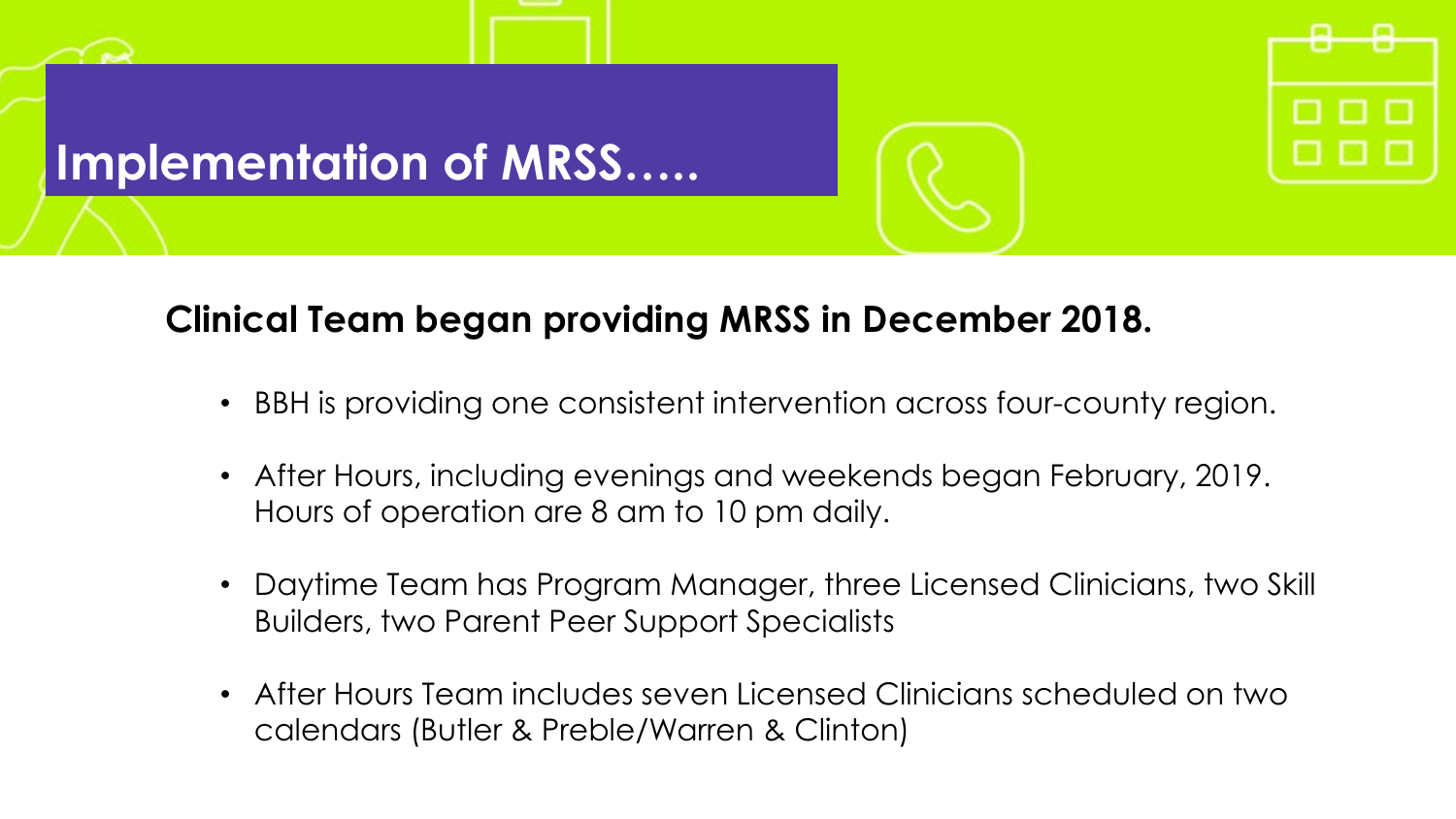# Implementation of MRSS…..

**Clinical Team began providing MRSS in December 2018.**

- BBH is providing one consistent intervention across four-county region.
- After Hours, including evenings and weekends began February, 2019. Hours of operation are 8 am to 10 pm daily.
- Daytime Team has Program Manager, three Licensed Clinicians, two Skill Builders, two Parent Peer Support Specialists
- After Hours Team includes seven Licensed Clinicians scheduled on two calendars (Butler & Preble/Warren & Clinton)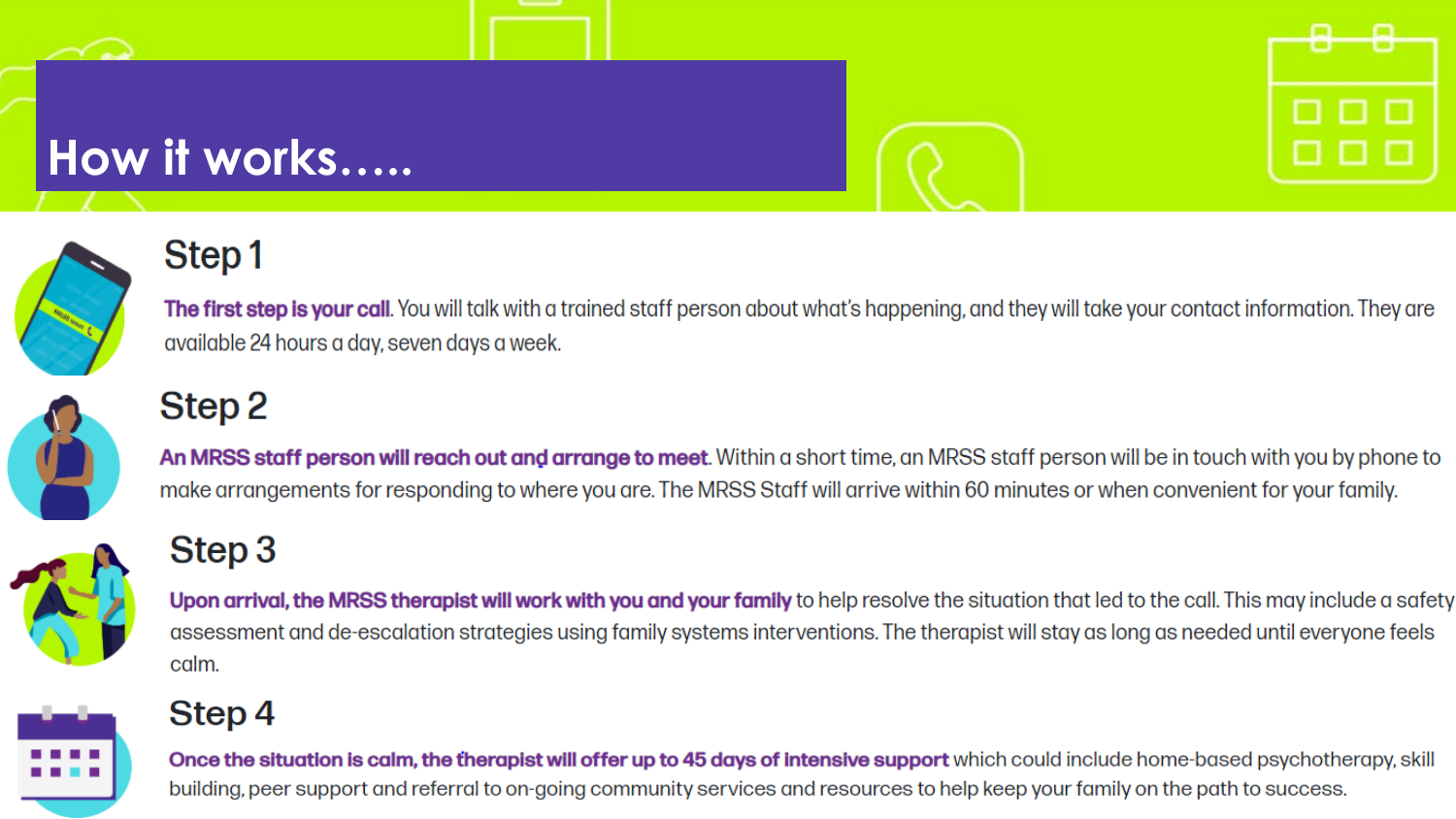# How it works.....

## Step 1

**The first step is your call.** You will talk with a trained staff person about what's happening, and they will take your contact information. They are available 24 hours a day, seven days a week.

## Step 2

**An MRSS staff person will reach out and arrange to meet.** Within a short time, an MRSS staff person will be in touch with you by phone to make arrangements for responding to where you are. The MRSS Staff will arrive within 60 minutes or when convenient for your family.

## Step 3

**Upon arrival, the MRSS therapist will work with you and your family** to help resolve the situation that led to the call. This may include a safety assessment and de-escalation strategies using family systems interventions. The therapist will stay as long as needed until everyone feels calm.

## Step 4

**Once the situation is calm, the therapist will offer up to 45 days of intensive support** which could include home-based psychotherapy, skill building, peer support and referral to on-going community services and resources to help keep your family on the path to success.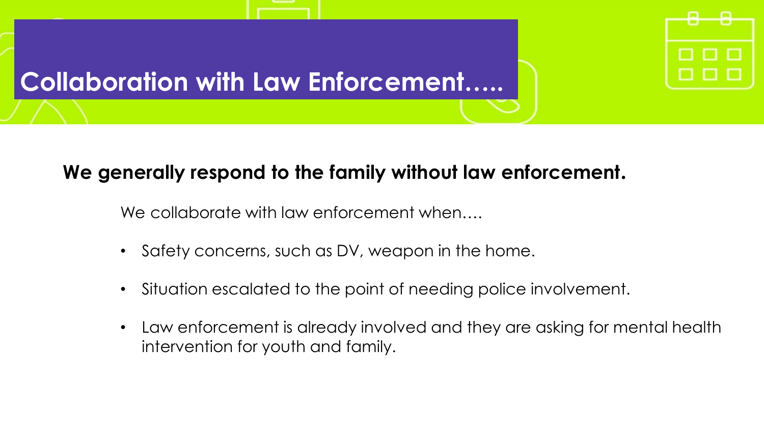# Collaboration with Law Enforcement…..

**We generally respond to the family without law enforcement.**

We collaborate with law enforcement when….

- Safety concerns, such as DV, weapon in the home.
- Situation escalated to the point of needing police involvement.
- Law enforcement is already involved and they are asking for mental health intervention for youth and family.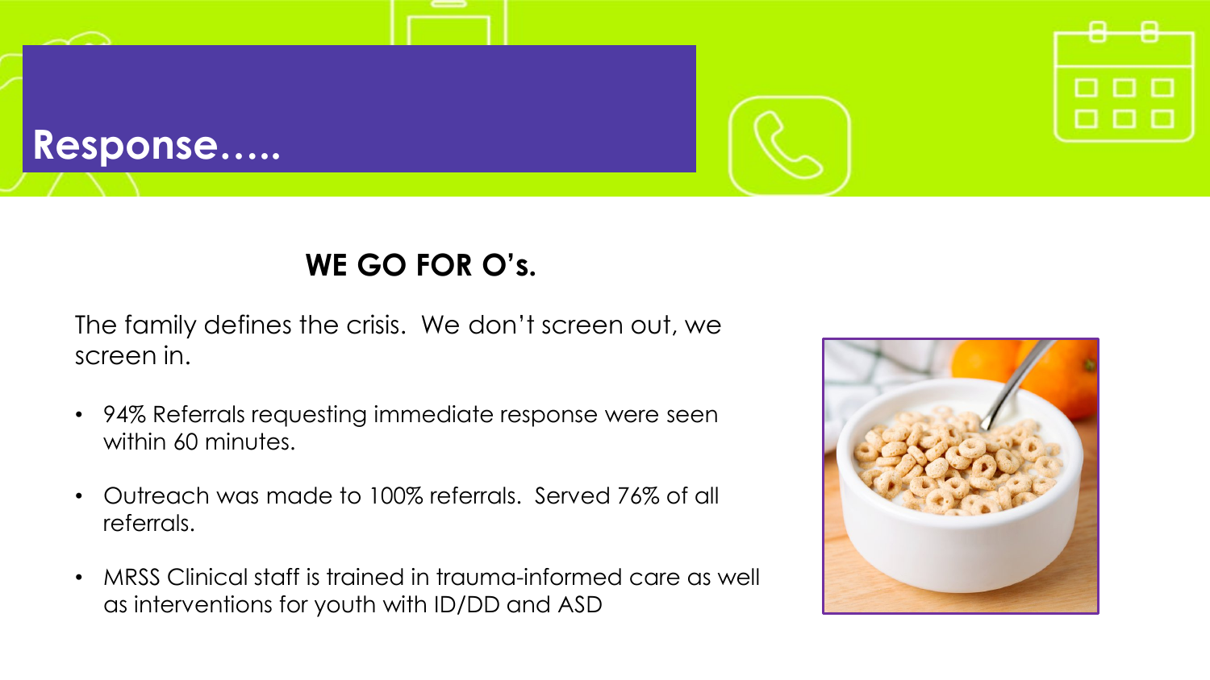# Response…..

**WE GO FOR O's.**

The family defines the crisis. We don't screen out, we screen in.

- 94% Referrals requesting immediate response were seen within 60 minutes.
- Outreach was made to 100% referrals. Served 76% of all referrals.
- MRSS Clinical staff is trained in trauma-informed care as well as interventions for youth with ID/DD and ASD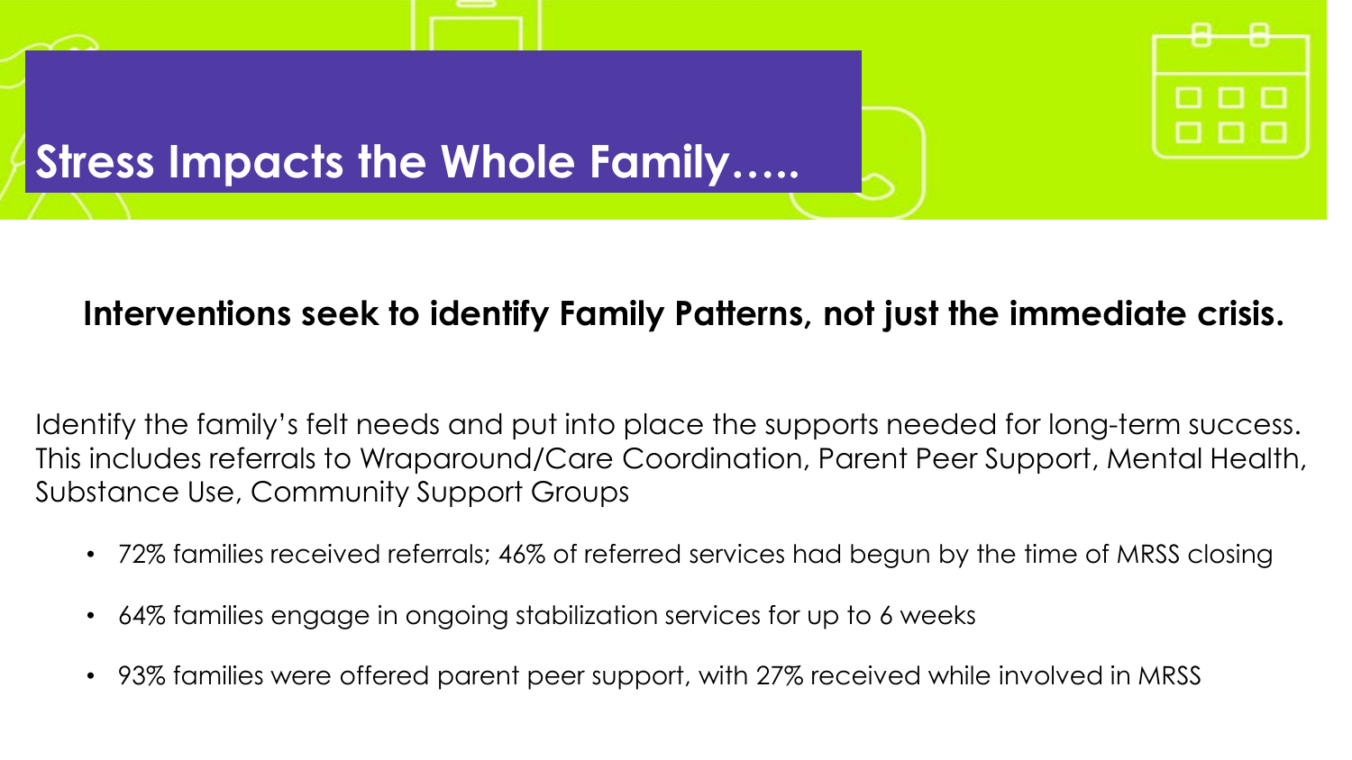# Stress Impacts the Whole Family…..

**Interventions seek to identify Family Patterns, not just the immediate crisis.**

Identify the family's felt needs and put into place the supports needed for long-term success. This includes referrals to Wraparound/Care Coordination, Parent Peer Support, Mental Health, Substance Use, Community Support Groups

- 72% families received referrals; 46% of referred services had begun by the time of MRSS closing
- 64% families engage in ongoing stabilization services for up to 6 weeks
- 93% families were offered parent peer support, with 27% received while involved in MRSS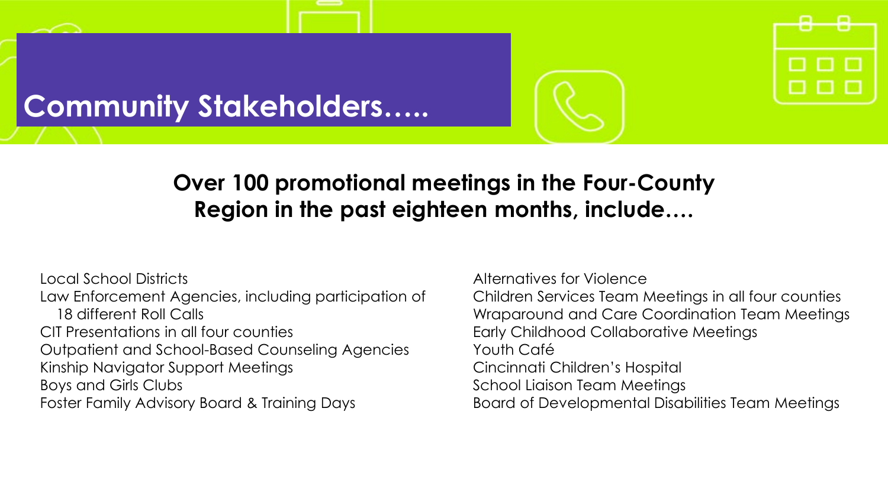# Community Stakeholders…..

## Over 100 promotional meetings in the Four-County Region in the past eighteen months, include….

Local School Districts
Law Enforcement Agencies, including participation of 18 different Roll Calls
CIT Presentations in all four counties
Outpatient and School-Based Counseling Agencies
Kinship Navigator Support Meetings
Boys and Girls Clubs
Foster Family Advisory Board & Training Days

Alternatives for Violence
Children Services Team Meetings in all four counties
Wraparound and Care Coordination Team Meetings
Early Childhood Collaborative Meetings
Youth Café
Cincinnati Children's Hospital
School Liaison Team Meetings
Board of Developmental Disabilities Team Meetings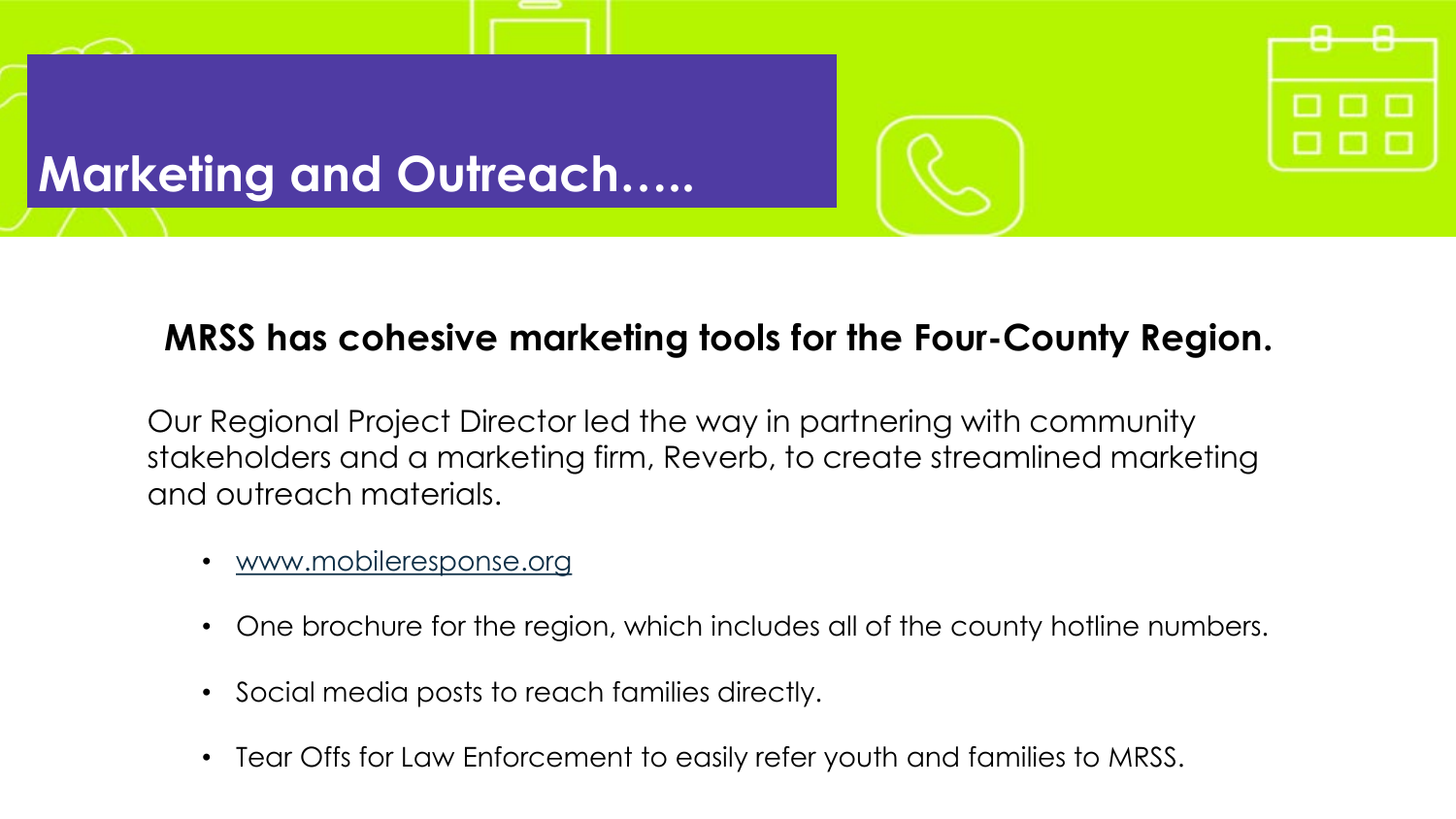# Marketing and Outreach…..

**MRSS has cohesive marketing tools for the Four-County Region.**

Our Regional Project Director led the way in partnering with community stakeholders and a marketing firm, Reverb, to create streamlined marketing and outreach materials.

- www.mobileresponse.org
- One brochure for the region, which includes all of the county hotline numbers.
- Social media posts to reach families directly.
- Tear Offs for Law Enforcement to easily refer youth and families to MRSS.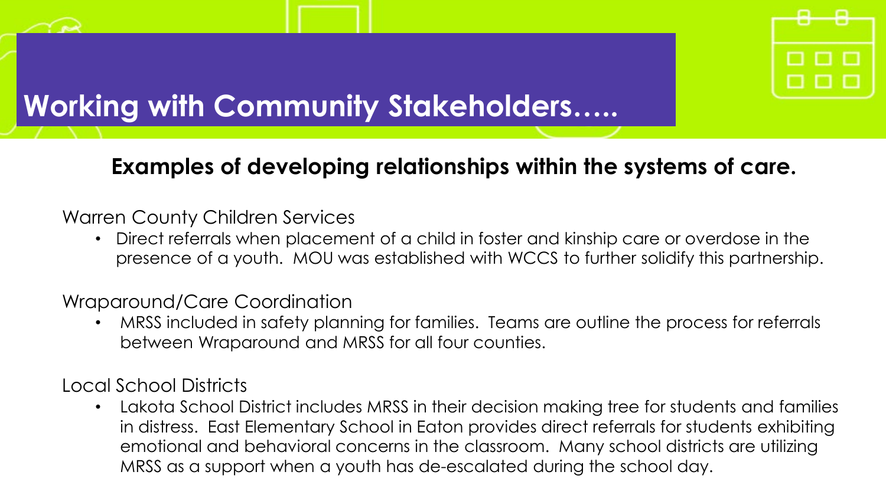# Working with Community Stakeholders…..

## Examples of developing relationships within the systems of care.

Warren County Children Services

- Direct referrals when placement of a child in foster and kinship care or overdose in the presence of a youth. MOU was established with WCCS to further solidify this partnership.

Wraparound/Care Coordination

- MRSS included in safety planning for families. Teams are outline the process for referrals between Wraparound and MRSS for all four counties.

Local School Districts

- Lakota School District includes MRSS in their decision making tree for students and families in distress. East Elementary School in Eaton provides direct referrals for students exhibiting emotional and behavioral concerns in the classroom. Many school districts are utilizing MRSS as a support when a youth has de-escalated during the school day.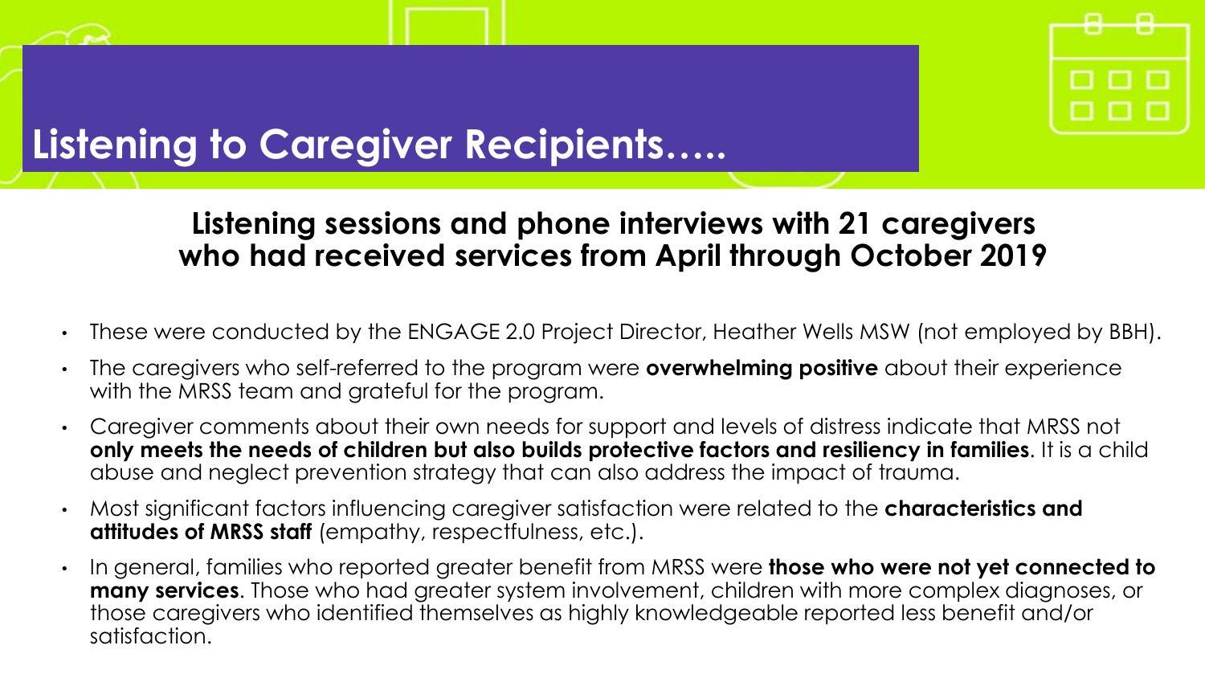# Listening to Caregiver Recipients…..

## Listening sessions and phone interviews with 21 caregivers who had received services from April through October 2019

- These were conducted by the ENGAGE 2.0 Project Director, Heather Wells MSW (not employed by BBH).
- The caregivers who self-referred to the program were **overwhelming positive** about their experience with the MRSS team and grateful for the program.
- Caregiver comments about their own needs for support and levels of distress indicate that MRSS not **only meets the needs of children but also builds protective factors and resiliency in families**. It is a child abuse and neglect prevention strategy that can also address the impact of trauma.
- Most significant factors influencing caregiver satisfaction were related to the **characteristics and attitudes of MRSS staff** (empathy, respectfulness, etc.).
- In general, families who reported greater benefit from MRSS were **those who were not yet connected to many services**. Those who had greater system involvement, children with more complex diagnoses, or those caregivers who identified themselves as highly knowledgeable reported less benefit and/or satisfaction.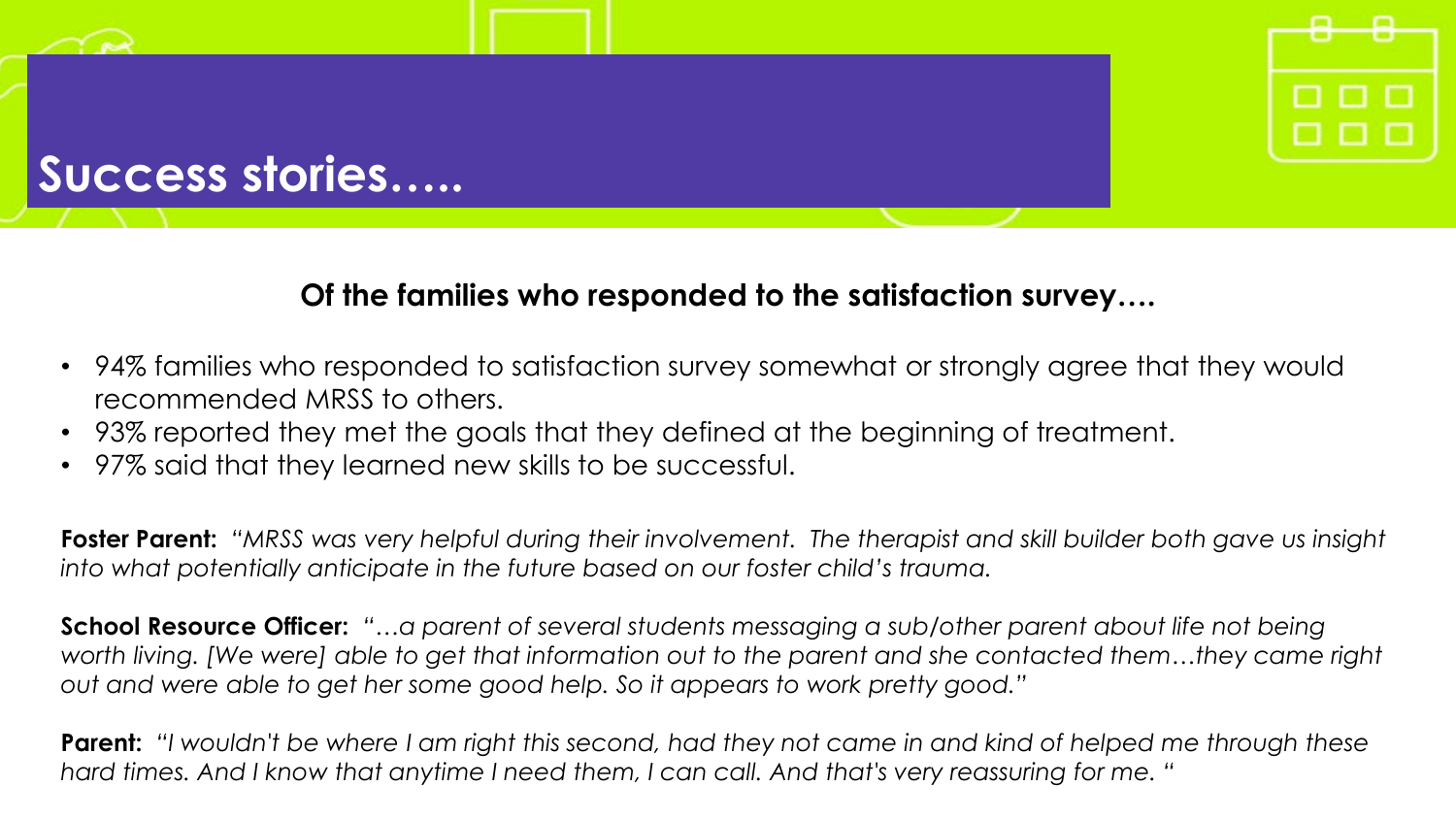# Success stories…..

**Of the families who responded to the satisfaction survey….**

- 94% families who responded to satisfaction survey somewhat or strongly agree that they would recommended MRSS to others.
- 93% reported they met the goals that they defined at the beginning of treatment.
- 97% said that they learned new skills to be successful.

**Foster Parent:** *"MRSS was very helpful during their involvement. The therapist and skill builder both gave us insight into what potentially anticipate in the future based on our foster child's trauma.*

**School Resource Officer:** *"…a parent of several students messaging a sub/other parent about life not being worth living. [We were] able to get that information out to the parent and she contacted them…they came right out and were able to get her some good help. So it appears to work pretty good."*

**Parent:** *"I wouldn't be where I am right this second, had they not came in and kind of helped me through these hard times. And I know that anytime I need them, I can call. And that's very reassuring for me. "*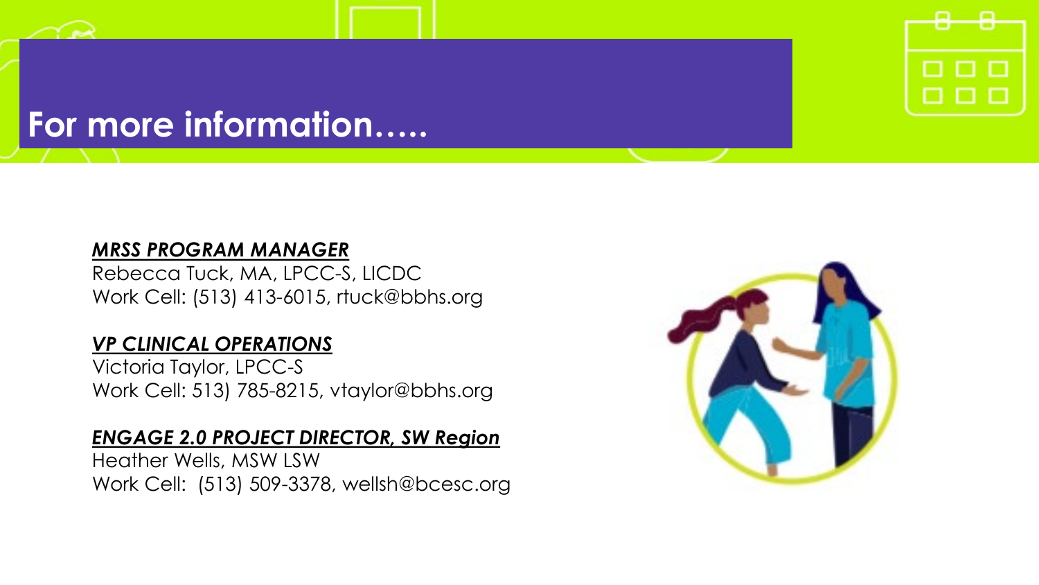# For more information…..

***MRSS PROGRAM MANAGER***
Rebecca Tuck, MA, LPCC-S, LICDC
Work Cell: (513) 413-6015, rtuck@bbhs.org

***VP CLINICAL OPERATIONS***
Victoria Taylor, LPCC-S
Work Cell: 513) 785-8215, vtaylor@bbhs.org

***ENGAGE 2.0 PROJECT DIRECTOR, SW Region***
Heather Wells, MSW LSW
Work Cell: (513) 509-3378, wellsh@bcesc.org